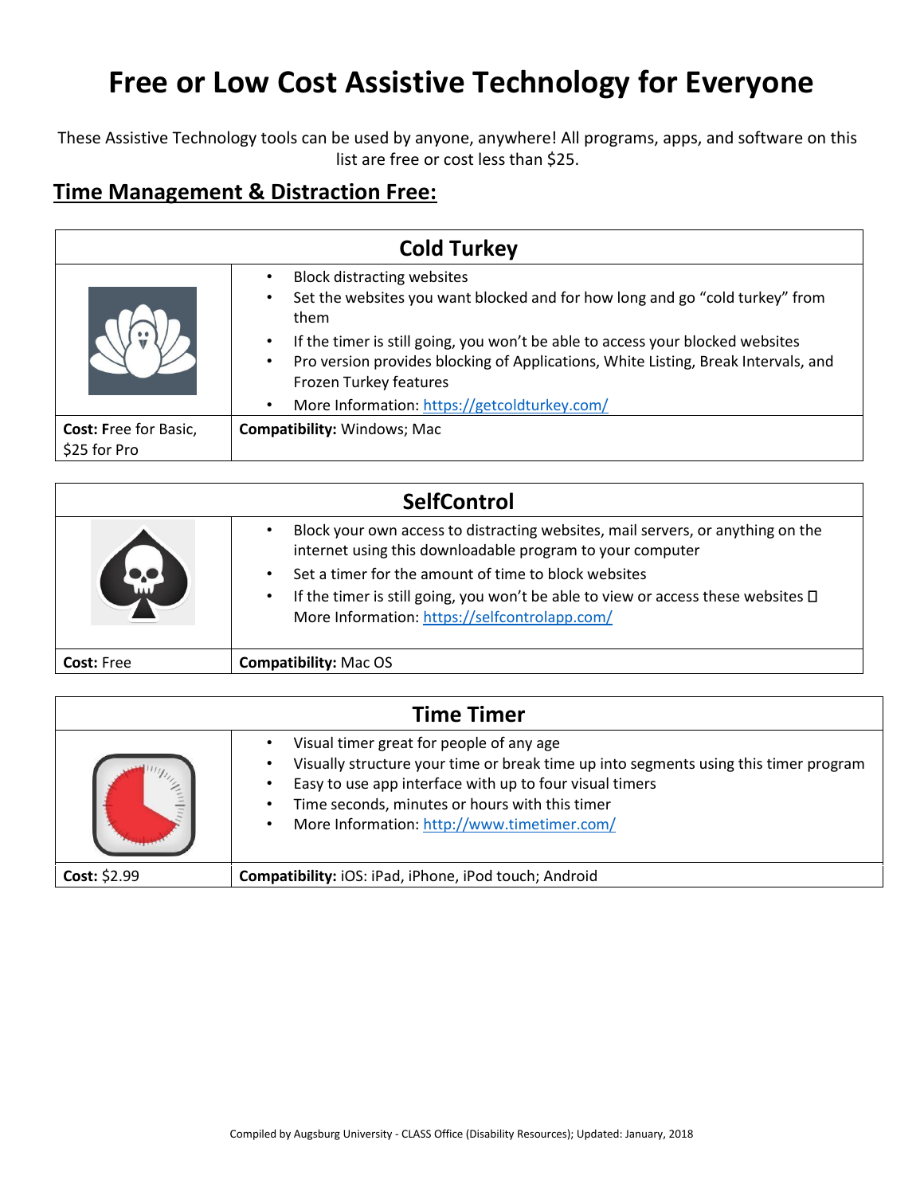# Free or Low Cost Assistive Technology for Everyone

These Assistive Technology tools can be used by anyone, anywhere! All programs, apps, and software on this list are free or cost less than $25.

## Time Management & Distraction Free:

| Cold Turkey | |
|---|---|
| | • Block distracting websites<br>• Set the websites you want blocked and for how long and go "cold turkey" from them<br>• If the timer is still going, you won't be able to access your blocked websites<br>• Pro version provides blocking of Applications, White Listing, Break Intervals, and Frozen Turkey features<br>• More Information: https://getcoldturkey.com/ |
| **Cost:** Free for Basic, $25 for Pro | **Compatibility:** Windows; Mac |

| SelfControl | |
|---|---|
| | • Block your own access to distracting websites, mail servers, or anything on the internet using this downloadable program to your computer<br>• Set a timer for the amount of time to block websites<br>• If the timer is still going, you won't be able to view or access these websites  More Information: https://selfcontrolapp.com/ |
| **Cost:** Free | **Compatibility:** Mac OS |

| Time Timer | |
|---|---|
| | • Visual timer great for people of any age<br>• Visually structure your time or break time up into segments using this timer program<br>• Easy to use app interface with up to four visual timers<br>• Time seconds, minutes or hours with this timer<br>• More Information: http://www.timetimer.com/ |
| **Cost:** $2.99 | **Compatibility:** iOS: iPad, iPhone, iPod touch; Android |

Compiled by Augsburg University - CLASS Office (Disability Resources); Updated: January, 2018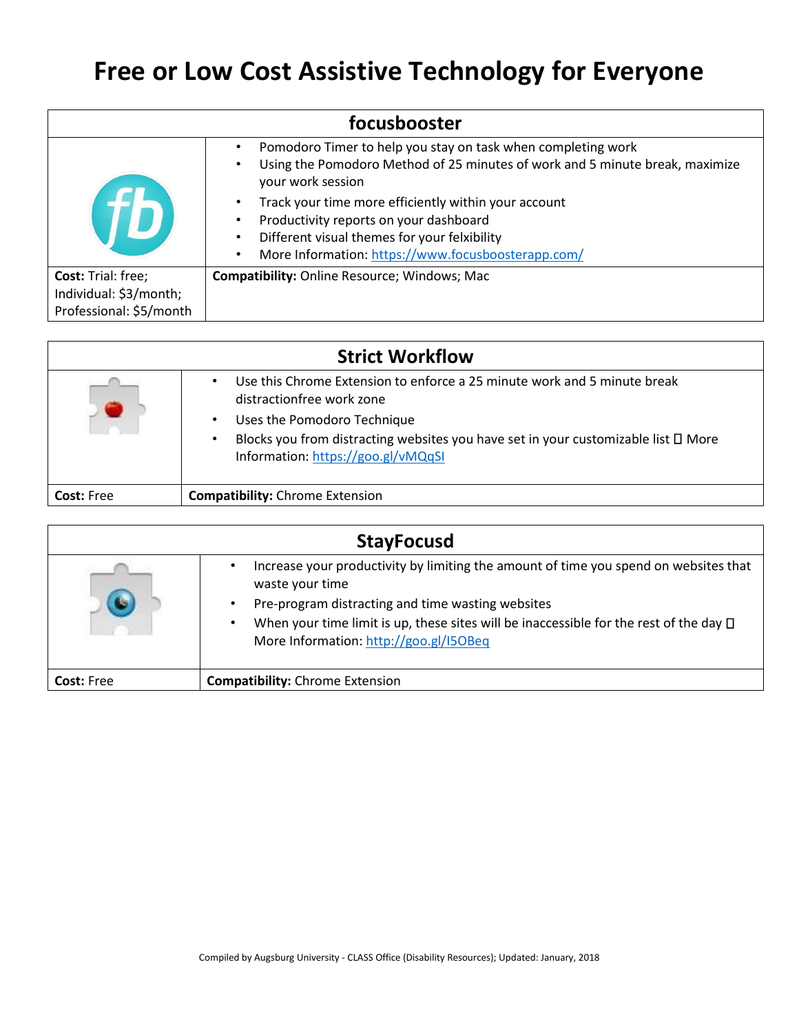# Free or Low Cost Assistive Technology for Everyone

## focusbooster

- Pomodoro Timer to help you stay on task when completing work
- Using the Pomodoro Method of 25 minutes of work and 5 minute break, maximize your work session
- Track your time more efficiently within your account
- Productivity reports on your dashboard
- Different visual themes for your felxibility
- More Information: https://www.focusboosterapp.com/

**Cost:** Trial: free; Individual: $3/month; Professional: $5/month

**Compatibility:** Online Resource; Windows; Mac

## Strict Workflow

- Use this Chrome Extension to enforce a 25 minute work and 5 minute break distractionfree work zone
- Uses the Pomodoro Technique
- Blocks you from distracting websites you have set in your customizable list  More Information: https://goo.gl/vMQqSI

**Cost:** Free

**Compatibility:** Chrome Extension

## StayFocusd

- Increase your productivity by limiting the amount of time you spend on websites that waste your time
- Pre-program distracting and time wasting websites
- When your time limit is up, these sites will be inaccessible for the rest of the day  More Information: http://goo.gl/I5OBeq

**Cost:** Free

**Compatibility:** Chrome Extension

Compiled by Augsburg University - CLASS Office (Disability Resources); Updated: January, 2018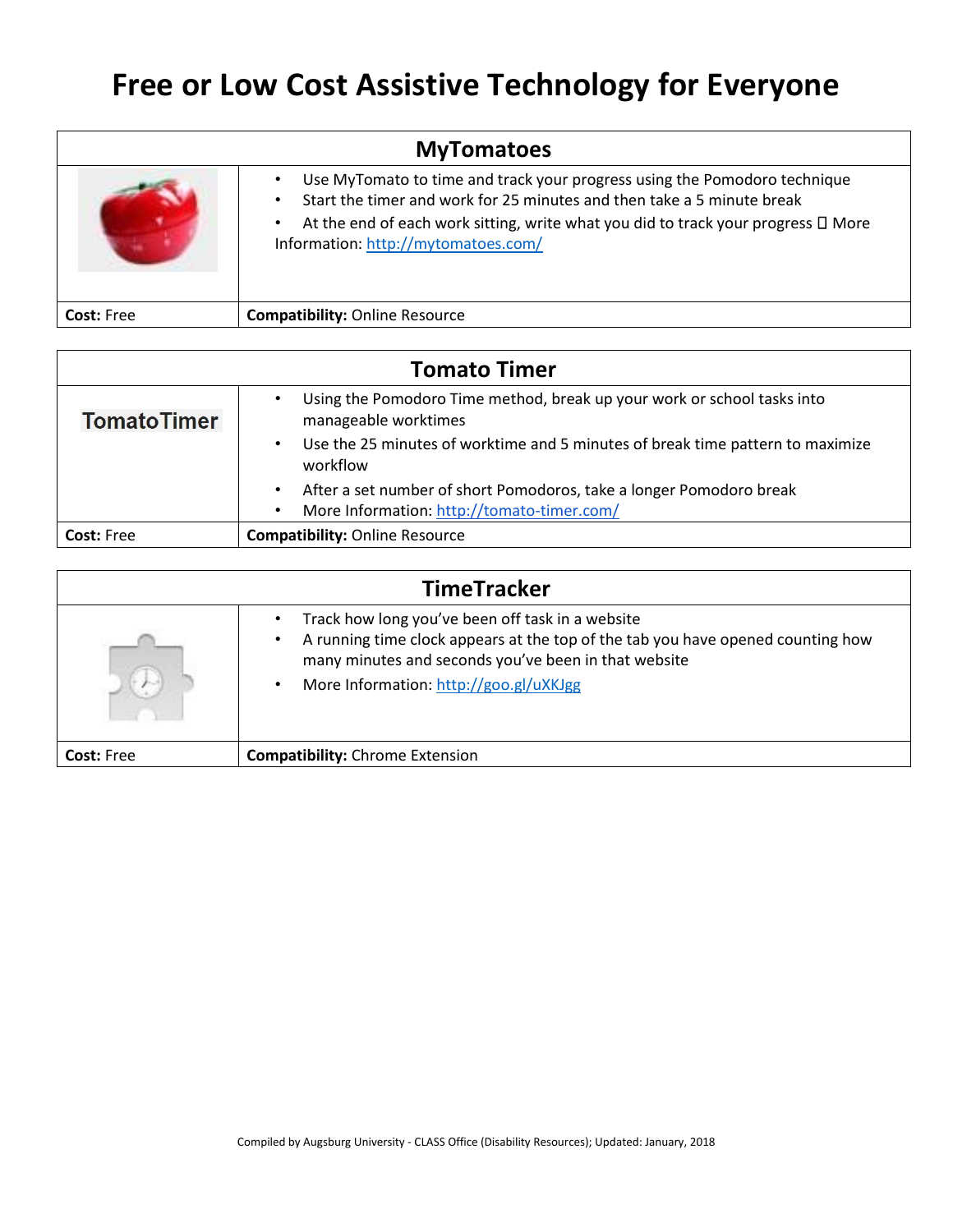# Free or Low Cost Assistive Technology for Everyone

## MyTomatoes

- Use MyTomato to time and track your progress using the Pomodoro technique
- Start the timer and work for 25 minutes and then take a 5 minute break
- At the end of each work sitting, write what you did to track your progress  More Information: http://mytomatoes.com/

**Cost:** Free | **Compatibility:** Online Resource

## Tomato Timer

TomatoTimer

- Using the Pomodoro Time method, break up your work or school tasks into manageable worktimes
- Use the 25 minutes of worktime and 5 minutes of break time pattern to maximize workflow
- After a set number of short Pomodoros, take a longer Pomodoro break
- More Information: http://tomato-timer.com/

**Cost:** Free | **Compatibility:** Online Resource

## TimeTracker

- Track how long you've been off task in a website
- A running time clock appears at the top of the tab you have opened counting how many minutes and seconds you've been in that website
- More Information: http://goo.gl/uXKJgg

**Cost:** Free | **Compatibility:** Chrome Extension

Compiled by Augsburg University - CLASS Office (Disability Resources); Updated: January, 2018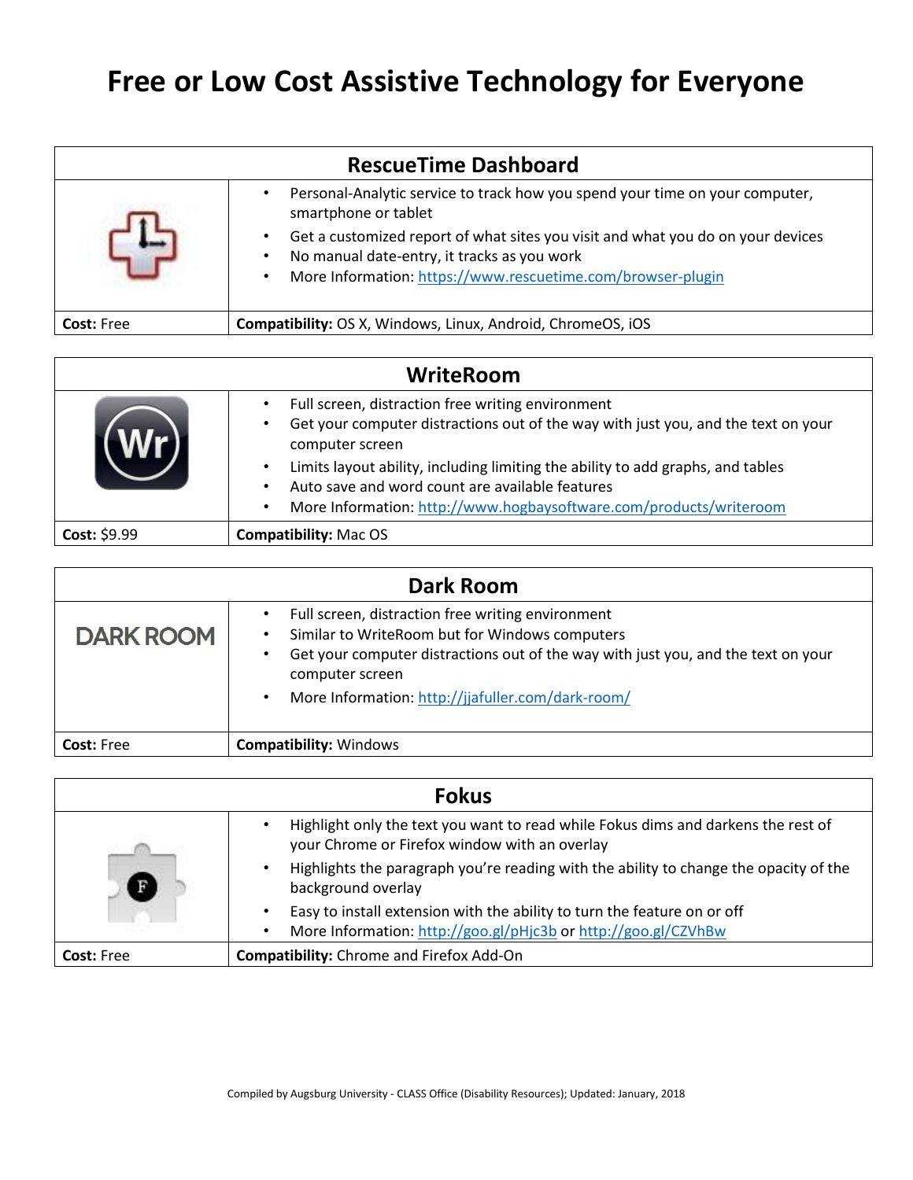# Free or Low Cost Assistive Technology for Everyone

## RescueTime Dashboard

- Personal-Analytic service to track how you spend your time on your computer, smartphone or tablet
- Get a customized report of what sites you visit and what you do on your devices
- No manual date-entry, it tracks as you work
- More Information: https://www.rescuetime.com/browser-plugin

**Cost:** Free

**Compatibility:** OS X, Windows, Linux, Android, ChromeOS, iOS

## WriteRoom

- Full screen, distraction free writing environment
- Get your computer distractions out of the way with just you, and the text on your computer screen
- Limits layout ability, including limiting the ability to add graphs, and tables
- Auto save and word count are available features
- More Information: http://www.hogbaysoftware.com/products/writeroom

**Cost:** $9.99

**Compatibility:** Mac OS

## Dark Room

DARK ROOM

- Full screen, distraction free writing environment
- Similar to WriteRoom but for Windows computers
- Get your computer distractions out of the way with just you, and the text on your computer screen
- More Information: http://jjafuller.com/dark-room/

**Cost:** Free

**Compatibility:** Windows

## Fokus

- Highlight only the text you want to read while Fokus dims and darkens the rest of your Chrome or Firefox window with an overlay
- Highlights the paragraph you're reading with the ability to change the opacity of the background overlay
- Easy to install extension with the ability to turn the feature on or off
- More Information: http://goo.gl/pHjc3b or http://goo.gl/CZVhBw

**Cost:** Free

**Compatibility:** Chrome and Firefox Add-On

Compiled by Augsburg University - CLASS Office (Disability Resources); Updated: January, 2018